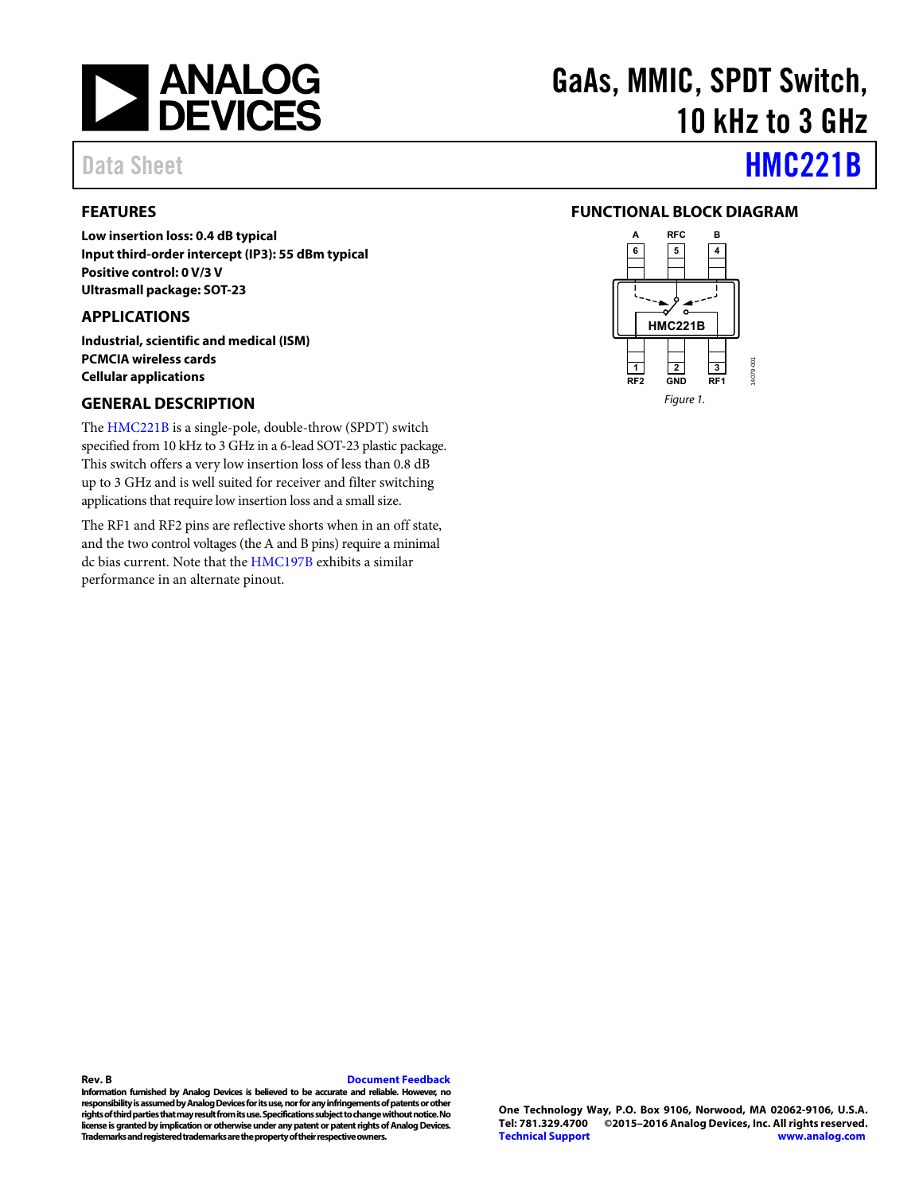# GaAs, MMIC, SPDT Switch, 10 kHz to 3 GHz

Data Sheet **HMC221B**

## FEATURES

**Low insertion loss: 0.4 dB typical**
**Input third-order intercept (IP3): 55 dBm typical**
**Positive control: 0 V/3 V**
**Ultrasmall package: SOT-23**

## APPLICATIONS

**Industrial, scientific and medical (ISM)**
**PCMCIA wireless cards**
**Cellular applications**

## FUNCTIONAL BLOCK DIAGRAM

*Figure 1.*

## GENERAL DESCRIPTION

The HMC221B is a single-pole, double-throw (SPDT) switch specified from 10 kHz to 3 GHz in a 6-lead SOT-23 plastic package. This switch offers a very low insertion loss of less than 0.8 dB up to 3 GHz and is well suited for receiver and filter switching applications that require low insertion loss and a small size.

The RF1 and RF2 pins are reflective shorts when in an off state, and the two control voltages (the A and B pins) require a minimal dc bias current. Note that the HMC197B exhibits a similar performance in an alternate pinout.

**Rev. B** Document Feedback

**Information furnished by Analog Devices is believed to be accurate and reliable. However, no responsibility is assumed by Analog Devices for its use, nor for any infringements of patents or other rights of third parties that may result from its use. Specifications subject to change without notice. No license is granted by implication or otherwise under any patent or patent rights of Analog Devices. Trademarks and registered trademarks are the property of their respective owners.**

**One Technology Way, P.O. Box 9106, Norwood, MA 02062-9106, U.S.A.**
**Tel: 781.329.4700 ©2015–2016 Analog Devices, Inc. All rights reserved.**
**Technical Support www.analog.com**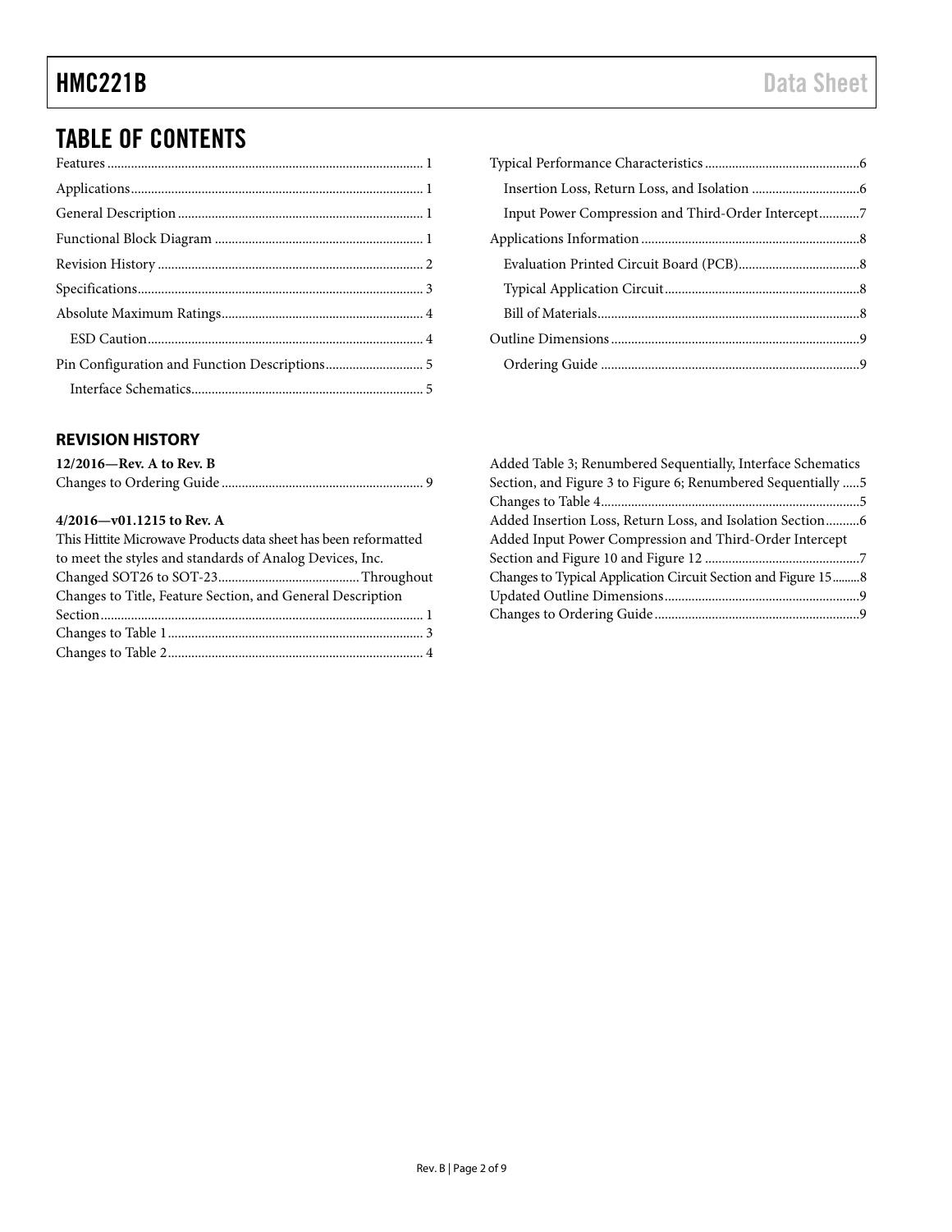# TABLE OF CONTENTS

Features ... 1
Applications ... 1
General Description ... 1
Functional Block Diagram ... 1
Revision History ... 2
Specifications ... 3
Absolute Maximum Ratings ... 4
  ESD Caution ... 4
Pin Configuration and Function Descriptions ... 5
  Interface Schematics ... 5
Typical Performance Characteristics ... 6
  Insertion Loss, Return Loss, and Isolation ... 6
  Input Power Compression and Third-Order Intercept ... 7
Applications Information ... 8
  Evaluation Printed Circuit Board (PCB) ... 8
  Typical Application Circuit ... 8
  Bill of Materials ... 8
Outline Dimensions ... 9
  Ordering Guide ... 9

## REVISION HISTORY

**12/2016—Rev. A to Rev. B**

Changes to Ordering Guide ... 9

**4/2016—v01.1215 to Rev. A**

This Hittite Microwave Products data sheet has been reformatted to meet the styles and standards of Analog Devices, Inc.

Changed SOT26 to SOT-23 ... Throughout
Changes to Title, Feature Section, and General Description Section ... 1
Changes to Table 1 ... 3
Changes to Table 2 ... 4
Added Table 3; Renumbered Sequentially, Interface Schematics Section, and Figure 3 to Figure 6; Renumbered Sequentially ... 5
Changes to Table 4 ... 5
Added Insertion Loss, Return Loss, and Isolation Section ... 6
Added Input Power Compression and Third-Order Intercept Section and Figure 10 and Figure 12 ... 7
Changes to Typical Application Circuit Section and Figure 15 ... 8
Updated Outline Dimensions ... 9
Changes to Ordering Guide ... 9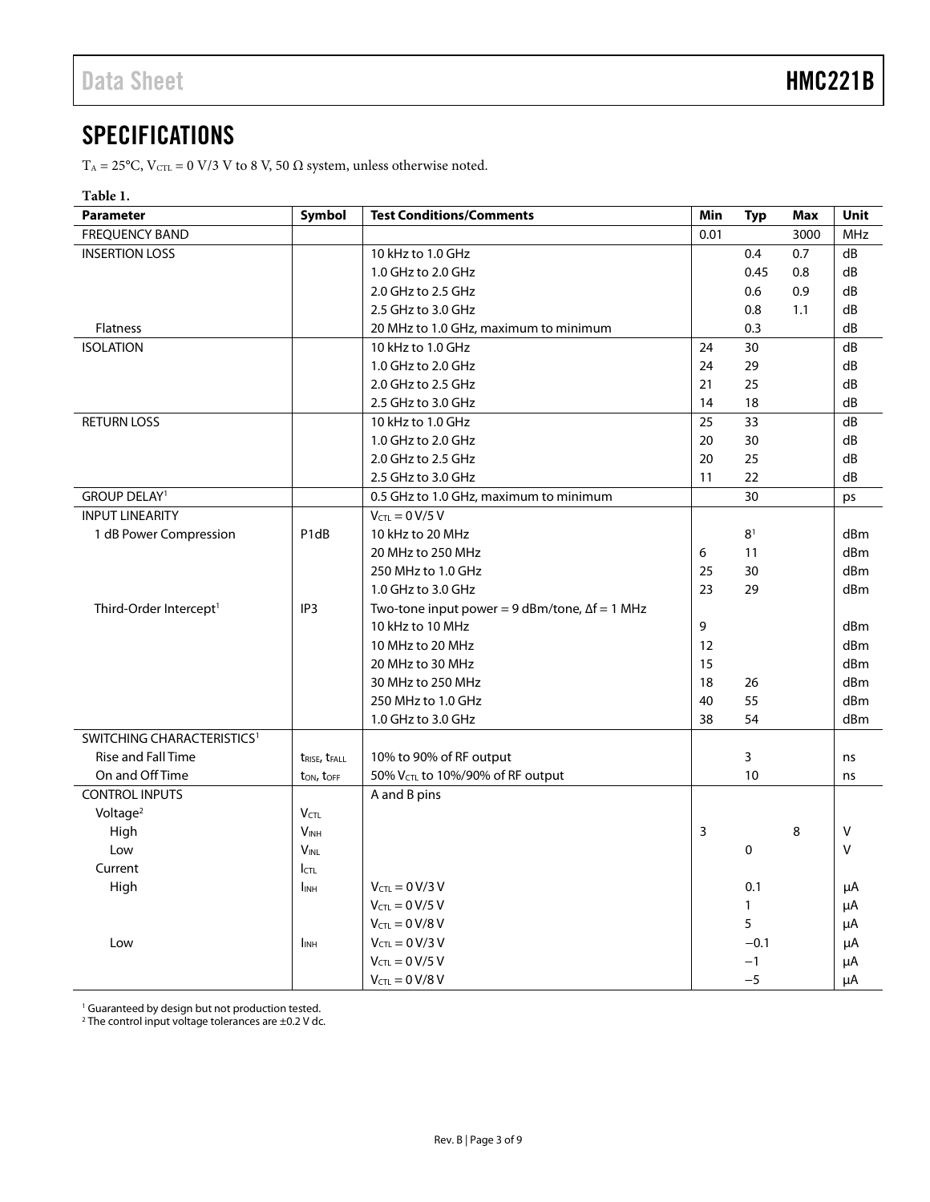## SPECIFICATIONS

$T_A$ = 25°C, $V_{CTL}$ = 0 V/3 V to 8 V, 50 Ω system, unless otherwise noted.

**Table 1.**

| Parameter | Symbol | Test Conditions/Comments | Min | Typ | Max | Unit |
|---|---|---|---|---|---|---|
| FREQUENCY BAND | | | 0.01 | | 3000 | MHz |
| INSERTION LOSS | | 10 kHz to 1.0 GHz | | 0.4 | 0.7 | dB |
| | | 1.0 GHz to 2.0 GHz | | 0.45 | 0.8 | dB |
| | | 2.0 GHz to 2.5 GHz | | 0.6 | 0.9 | dB |
| | | 2.5 GHz to 3.0 GHz | | 0.8 | 1.1 | dB |
| Flatness | | 20 MHz to 1.0 GHz, maximum to minimum | | 0.3 | | dB |
| ISOLATION | | 10 kHz to 1.0 GHz | 24 | 30 | | dB |
| | | 1.0 GHz to 2.0 GHz | 24 | 29 | | dB |
| | | 2.0 GHz to 2.5 GHz | 21 | 25 | | dB |
| | | 2.5 GHz to 3.0 GHz | 14 | 18 | | dB |
| RETURN LOSS | | 10 kHz to 1.0 GHz | 25 | 33 | | dB |
| | | 1.0 GHz to 2.0 GHz | 20 | 30 | | dB |
| | | 2.0 GHz to 2.5 GHz | 20 | 25 | | dB |
| | | 2.5 GHz to 3.0 GHz | 11 | 22 | | dB |
| GROUP DELAY[1] | | 0.5 GHz to 1.0 GHz, maximum to minimum | | 30 | | ps |
| INPUT LINEARITY | | $V_{CTL}$ = 0 V/5 V | | | | |
| 1 dB Power Compression | P1dB | 10 kHz to 20 MHz | | 8[1] | | dBm |
| | | 20 MHz to 250 MHz | 6 | 11 | | dBm |
| | | 250 MHz to 1.0 GHz | 25 | 30 | | dBm |
| | | 1.0 GHz to 3.0 GHz | 23 | 29 | | dBm |
| Third-Order Intercept[1] | IP3 | Two-tone input power = 9 dBm/tone, Δf = 1 MHz | | | | |
| | | 10 kHz to 10 MHz | 9 | | | dBm |
| | | 10 MHz to 20 MHz | 12 | | | dBm |
| | | 20 MHz to 30 MHz | 15 | | | dBm |
| | | 30 MHz to 250 MHz | 18 | 26 | | dBm |
| | | 250 MHz to 1.0 GHz | 40 | 55 | | dBm |
| | | 1.0 GHz to 3.0 GHz | 38 | 54 | | dBm |
| SWITCHING CHARACTERISTICS[1] | | | | | | |
| Rise and Fall Time | $t_{RISE}$, $t_{FALL}$ | 10% to 90% of RF output | | 3 | | ns |
| On and Off Time | $t_{ON}$, $t_{OFF}$ | 50% $V_{CTL}$ to 10%/90% of RF output | | 10 | | ns |
| CONTROL INPUTS | | A and B pins | | | | |
| Voltage[2] | $V_{CTL}$ | | | | | |
| High | $V_{INH}$ | | 3 | | 8 | V |
| Low | $V_{INL}$ | | | 0 | | V |
| Current | $I_{CTL}$ | | | | | |
| High | $I_{INH}$ | $V_{CTL}$ = 0 V/3 V | | 0.1 | | μA |
| | | $V_{CTL}$ = 0 V/5 V | | 1 | | μA |
| | | $V_{CTL}$ = 0 V/8 V | | 5 | | μA |
| Low | $I_{INH}$ | $V_{CTL}$ = 0 V/3 V | | −0.1 | | μA |
| | | $V_{CTL}$ = 0 V/5 V | | −1 | | μA |
| | | $V_{CTL}$ = 0 V/8 V | | −5 | | μA |

[1] Guaranteed by design but not production tested.
[2] The control input voltage tolerances are ±0.2 V dc.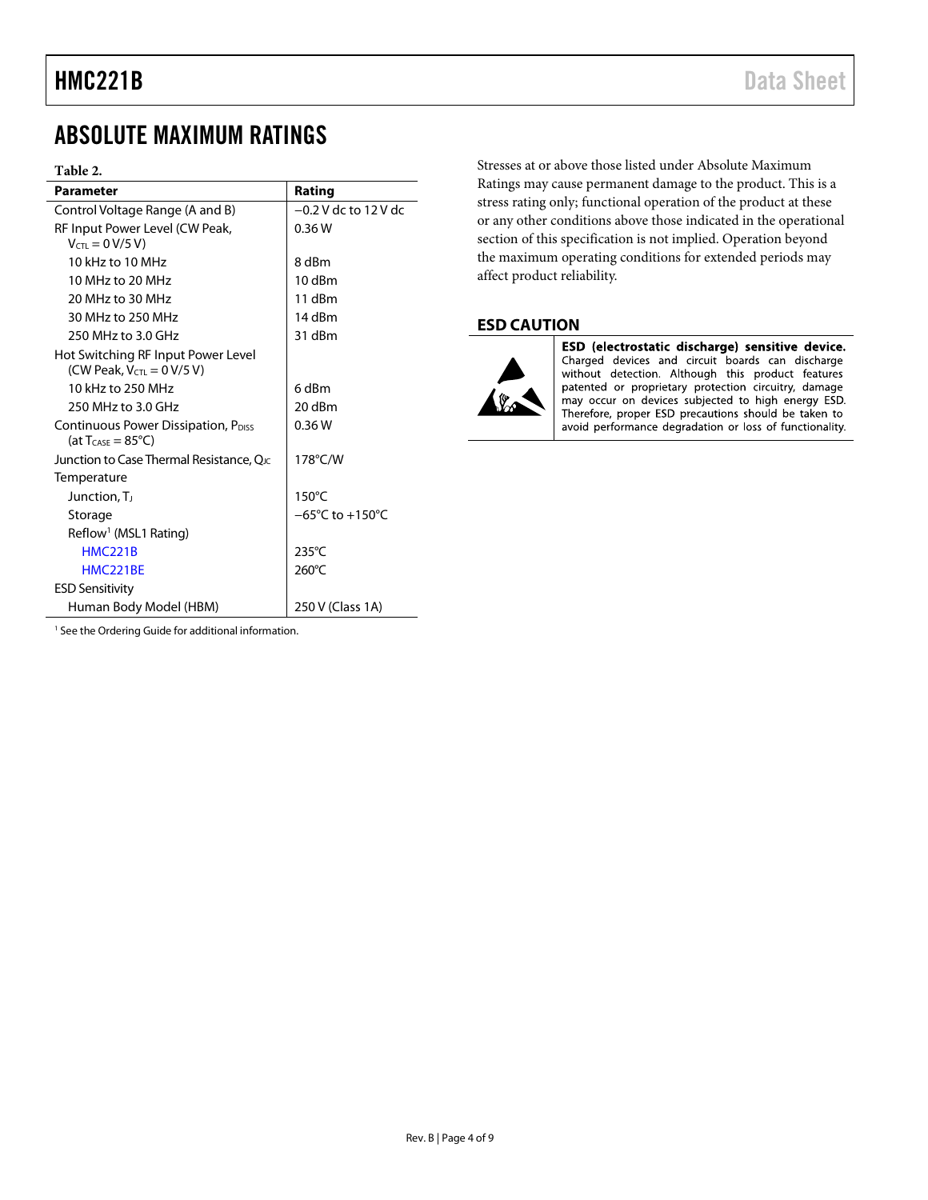## ABSOLUTE MAXIMUM RATINGS

Table 2.

| Parameter | Rating |
|---|---|
| Control Voltage Range (A and B) | −0.2 V dc to 12 V dc |
| RF Input Power Level (CW Peak, $V_{CTL}$ = 0 V/5 V) | 0.36 W |
| 10 kHz to 10 MHz | 8 dBm |
| 10 MHz to 20 MHz | 10 dBm |
| 20 MHz to 30 MHz | 11 dBm |
| 30 MHz to 250 MHz | 14 dBm |
| 250 MHz to 3.0 GHz | 31 dBm |
| Hot Switching RF Input Power Level (CW Peak, $V_{CTL}$ = 0 V/5 V) | |
| 10 kHz to 250 MHz | 6 dBm |
| 250 MHz to 3.0 GHz | 20 dBm |
| Continuous Power Dissipation, $P_{DISS}$ (at $T_{CASE}$ = 85°C) | 0.36 W |
| Junction to Case Thermal Resistance, $Q_{JC}$ | 178°C/W |
| Temperature | |
| Junction, $T_J$ | 150°C |
| Storage | −65°C to +150°C |
| Reflow[1] (MSL1 Rating) | |
| HMC221B | 235°C |
| HMC221BE | 260°C |
| ESD Sensitivity | |
| Human Body Model (HBM) | 250 V (Class 1A) |

[1] See the Ordering Guide for additional information.

Stresses at or above those listed under Absolute Maximum Ratings may cause permanent damage to the product. This is a stress rating only; functional operation of the product at these or any other conditions above those indicated in the operational section of this specification is not implied. Operation beyond the maximum operating conditions for extended periods may affect product reliability.

### ESD CAUTION

**ESD (electrostatic discharge) sensitive device.** Charged devices and circuit boards can discharge without detection. Although this product features patented or proprietary protection circuitry, damage may occur on devices subjected to high energy ESD. Therefore, proper ESD precautions should be taken to avoid performance degradation or loss of functionality.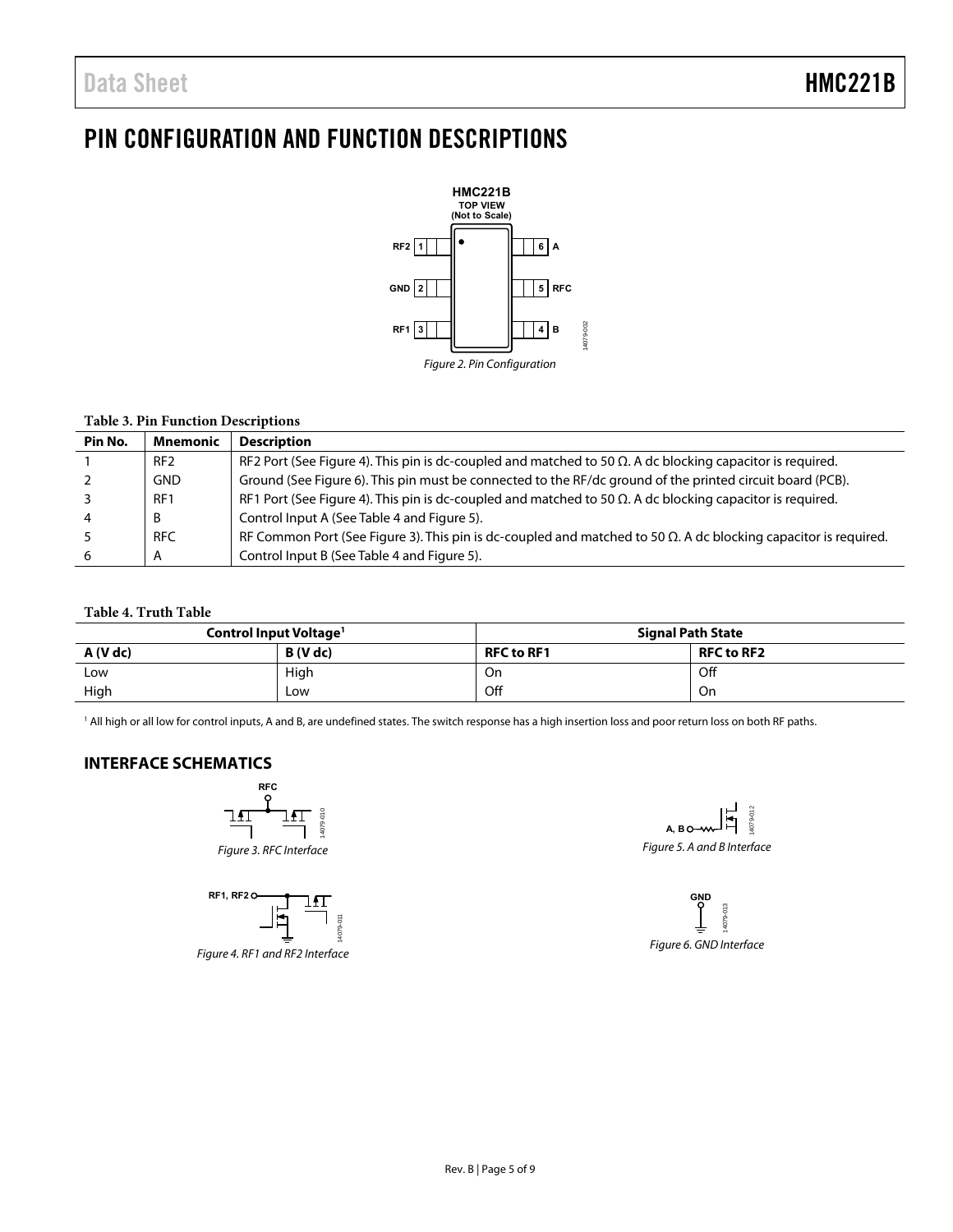# PIN CONFIGURATION AND FUNCTION DESCRIPTIONS

*Figure 2. Pin Configuration*

**Table 3. Pin Function Descriptions**

| Pin No. | Mnemonic | Description |
|---|---|---|
| 1 | RF2 | RF2 Port (See Figure 4). This pin is dc-coupled and matched to 50 Ω. A dc blocking capacitor is required. |
| 2 | GND | Ground (See Figure 6). This pin must be connected to the RF/dc ground of the printed circuit board (PCB). |
| 3 | RF1 | RF1 Port (See Figure 4). This pin is dc-coupled and matched to 50 Ω. A dc blocking capacitor is required. |
| 4 | B | Control Input A (See Table 4 and Figure 5). |
| 5 | RFC | RF Common Port (See Figure 3). This pin is dc-coupled and matched to 50 Ω. A dc blocking capacitor is required. |
| 6 | A | Control Input B (See Table 4 and Figure 5). |

**Table 4. Truth Table**

| Control Input Voltage[1] | | Signal Path State | |
|---|---|---|---|
| A (V dc) | B (V dc) | RFC to RF1 | RFC to RF2 |
| Low | High | On | Off |
| High | Low | Off | On |

[1] All high or all low for control inputs, A and B, are undefined states. The switch response has a high insertion loss and poor return loss on both RF paths.

## INTERFACE SCHEMATICS

*Figure 3. RFC Interface*

*Figure 4. RF1 and RF2 Interface*

*Figure 5. A and B Interface*

*Figure 6. GND Interface*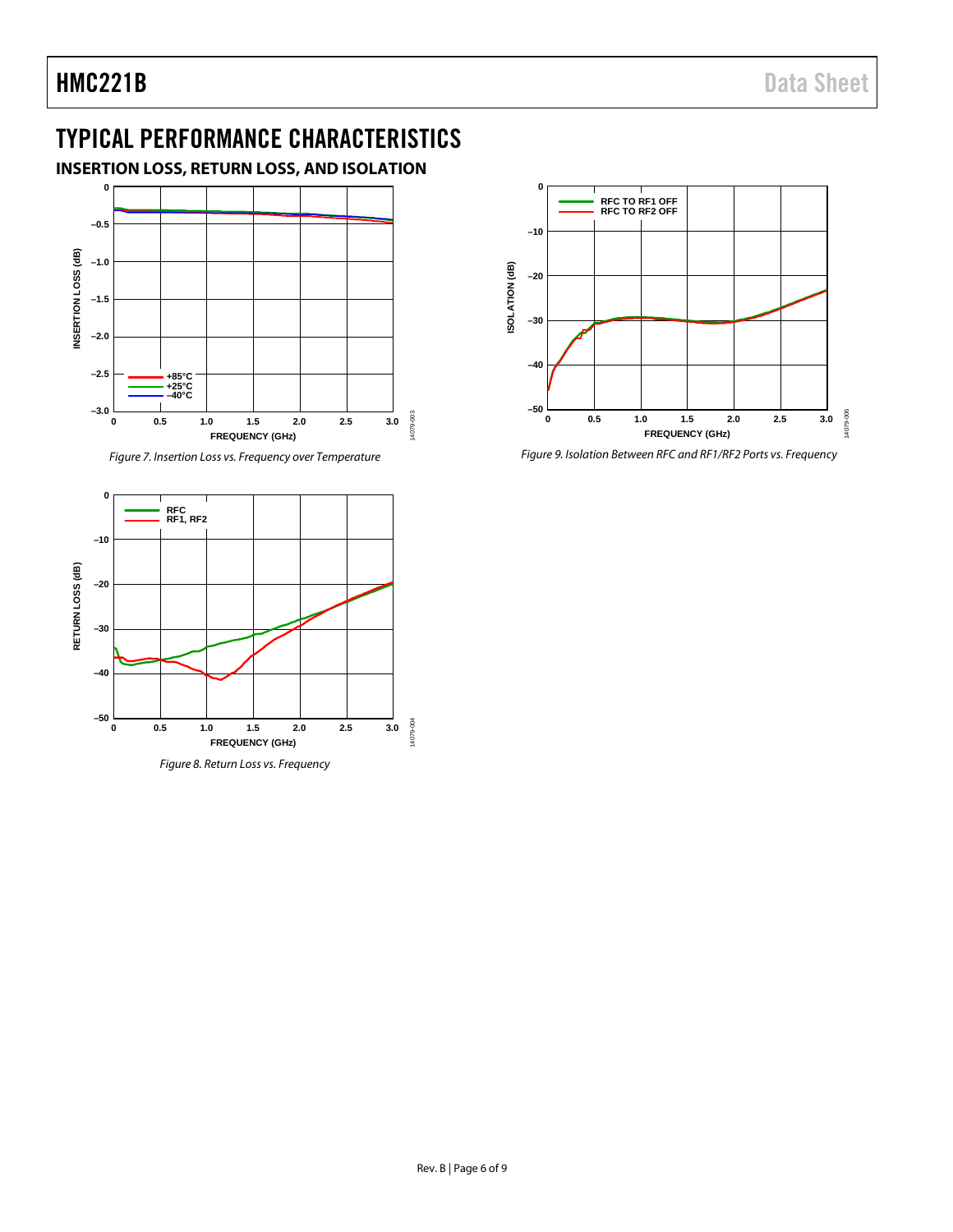# TYPICAL PERFORMANCE CHARACTERISTICS

## INSERTION LOSS, RETURN LOSS, AND ISOLATION

*Figure 7. Insertion Loss vs. Frequency over Temperature*

*Figure 8. Return Loss vs. Frequency*

*Figure 9. Isolation Between RFC and RF1/RF2 Ports vs. Frequency*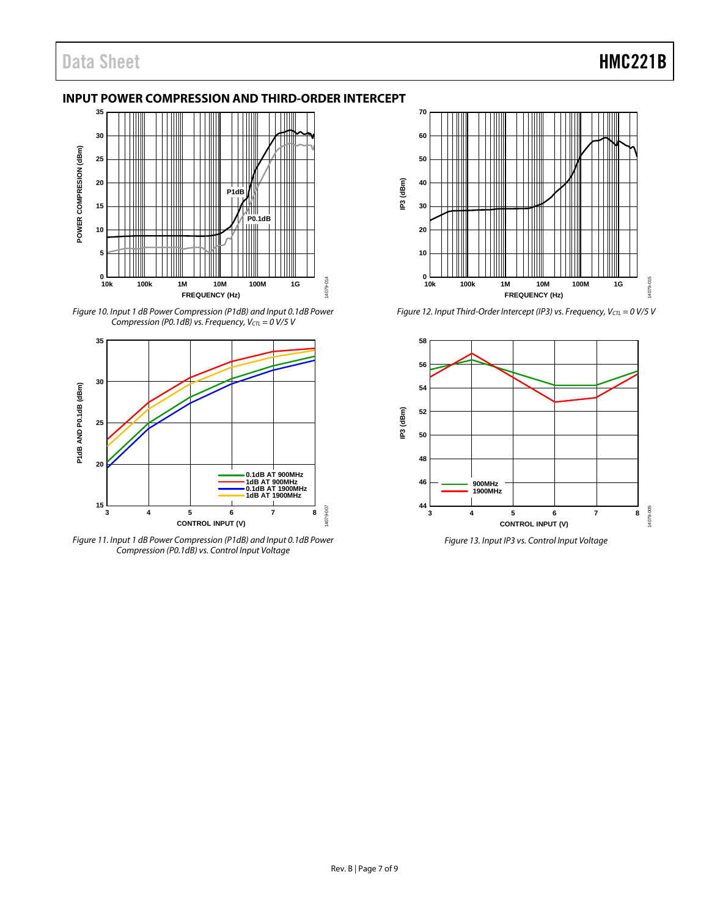## INPUT POWER COMPRESSION AND THIRD-ORDER INTERCEPT

*Figure 10. Input 1 dB Power Compression (P1dB) and Input 0.1dB Power Compression (P0.1dB) vs. Frequency, $V_{CTL}$ = 0 V/5 V*

*Figure 11. Input 1 dB Power Compression (P1dB) and Input 0.1dB Power Compression (P0.1dB) vs. Control Input Voltage*

*Figure 12. Input Third-Order Intercept (IP3) vs. Frequency, $V_{CTL}$ = 0 V/5 V*

*Figure 13. Input IP3 vs. Control Input Voltage*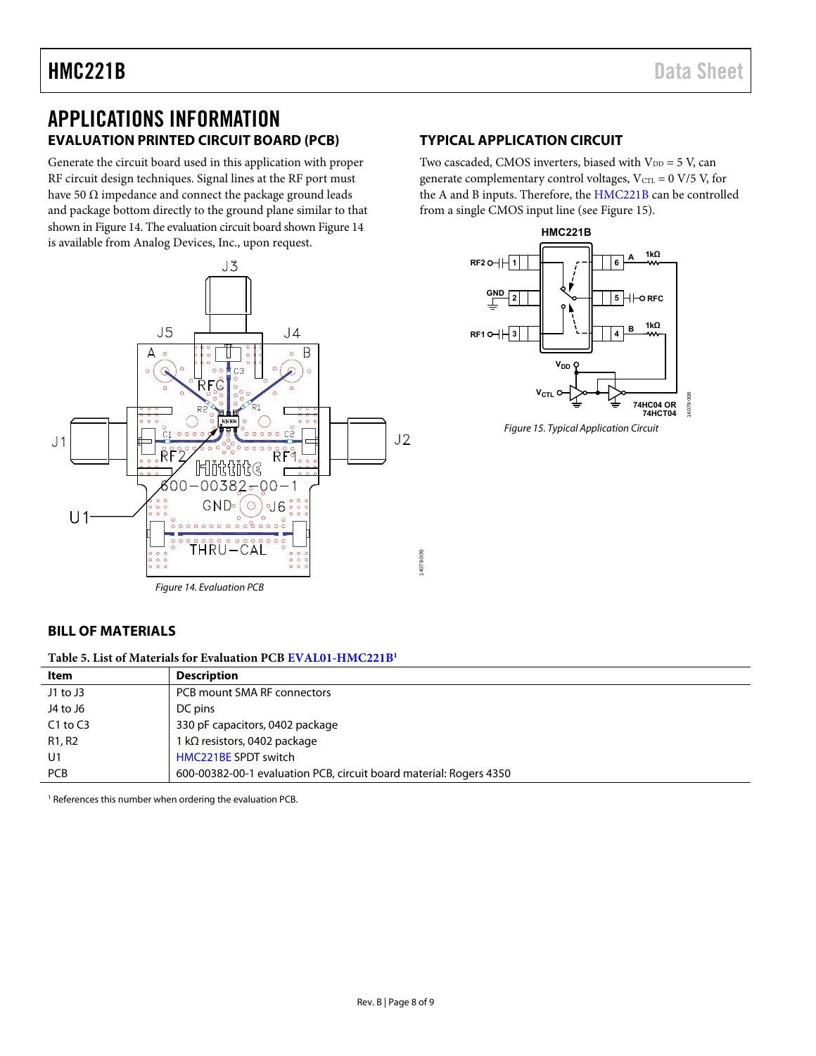# APPLICATIONS INFORMATION

## EVALUATION PRINTED CIRCUIT BOARD (PCB)

Generate the circuit board used in this application with proper RF circuit design techniques. Signal lines at the RF port must have 50 Ω impedance and connect the package ground leads and package bottom directly to the ground plane similar to that shown in Figure 14. The evaluation circuit board shown Figure 14 is available from Analog Devices, Inc., upon request.

*Figure 14. Evaluation PCB*

## TYPICAL APPLICATION CIRCUIT

Two cascaded, CMOS inverters, biased with $V_{DD}$ = 5 V, can generate complementary control voltages, $V_{CTL}$ = 0 V/5 V, for the A and B inputs. Therefore, the HMC221B can be controlled from a single CMOS input line (see Figure 15).

*Figure 15. Typical Application Circuit*

## BILL OF MATERIALS

**Table 5. List of Materials for Evaluation PCB EVAL01-HMC221B[1]**

| Item | Description |
|---|---|
| J1 to J3 | PCB mount SMA RF connectors |
| J4 to J6 | DC pins |
| C1 to C3 | 330 pF capacitors, 0402 package |
| R1, R2 | 1 kΩ resistors, 0402 package |
| U1 | HMC221BE SPDT switch |
| PCB | 600-00382-00-1 evaluation PCB, circuit board material: Rogers 4350 |

[1] References this number when ordering the evaluation PCB.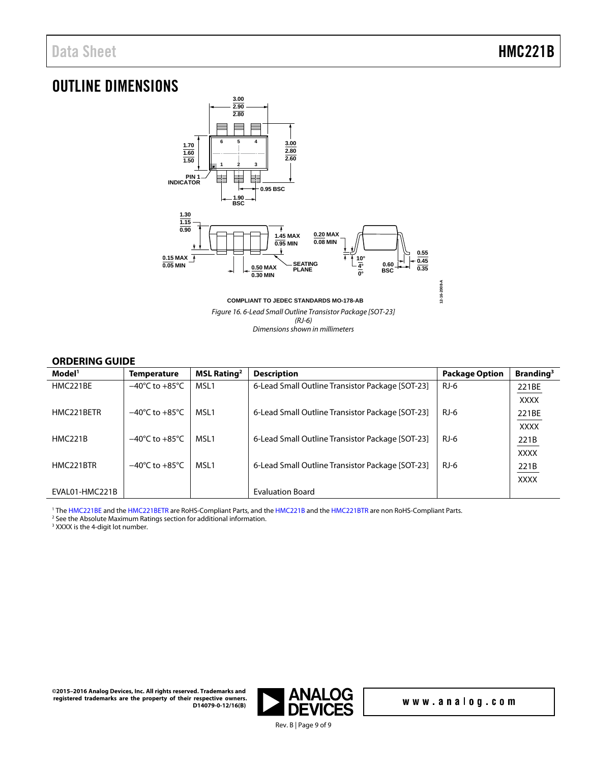## OUTLINE DIMENSIONS

COMPLIANT TO JEDEC STANDARDS MO-178-AB

*Figure 16. 6-Lead Small Outline Transistor Package [SOT-23] (RJ-6) Dimensions shown in millimeters*

### ORDERING GUIDE

| Model[1] | Temperature | MSL Rating[2] | Description | Package Option | Branding[3] |
|---|---|---|---|---|---|
| HMC221BE | −40°C to +85°C | MSL1 | 6-Lead Small Outline Transistor Package [SOT-23] | RJ-6 | 221BE XXXX |
| HMC221BETR | −40°C to +85°C | MSL1 | 6-Lead Small Outline Transistor Package [SOT-23] | RJ-6 | 221BE XXXX |
| HMC221B | −40°C to +85°C | MSL1 | 6-Lead Small Outline Transistor Package [SOT-23] | RJ-6 | 221B XXXX |
| HMC221BTR | −40°C to +85°C | MSL1 | 6-Lead Small Outline Transistor Package [SOT-23] | RJ-6 | 221B XXXX |
| EVAL01-HMC221B | | | Evaluation Board | | |

[1] The HMC221BE and the HMC221BETR are RoHS-Compliant Parts, and the HMC221B and the HMC221BTR are non RoHS-Compliant Parts.
[2] See the Absolute Maximum Ratings section for additional information.
[3] XXXX is the 4-digit lot number.

©2015–2016 Analog Devices, Inc. All rights reserved. Trademarks and registered trademarks are the property of their respective owners. D14079-0-12/16(B)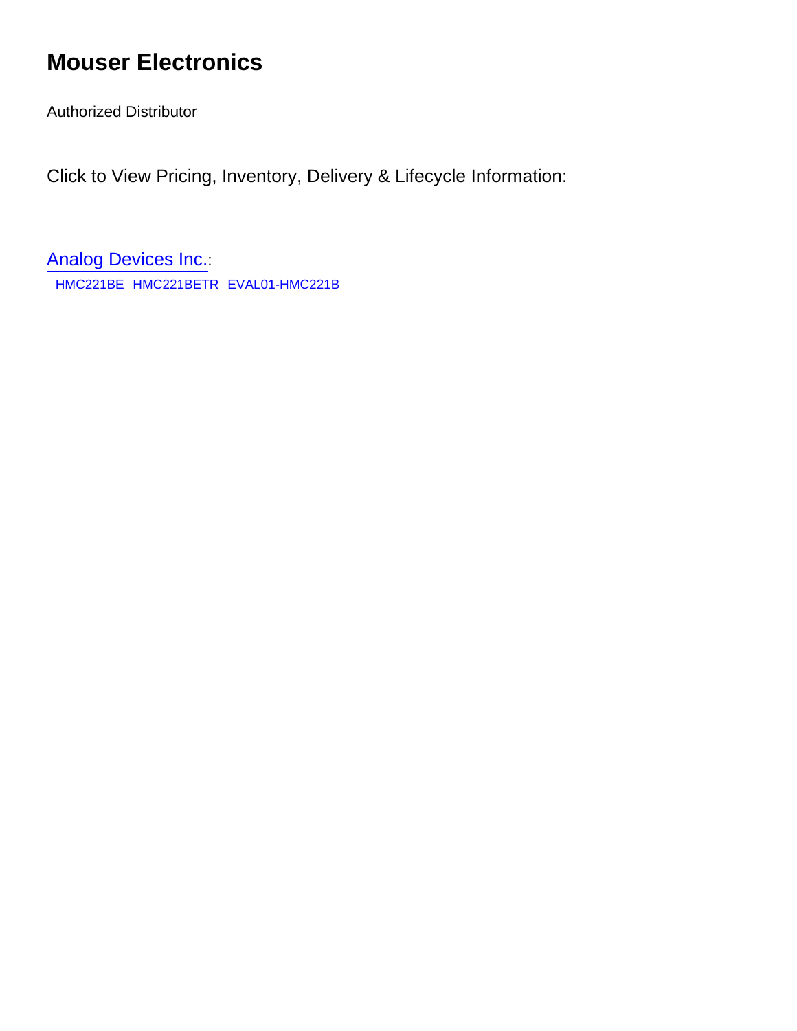# Mouser Electronics

Authorized Distributor

Click to View Pricing, Inventory, Delivery & Lifecycle Information:

Analog Devices Inc.:

HMC221BE HMC221BETR EVAL01-HMC221B